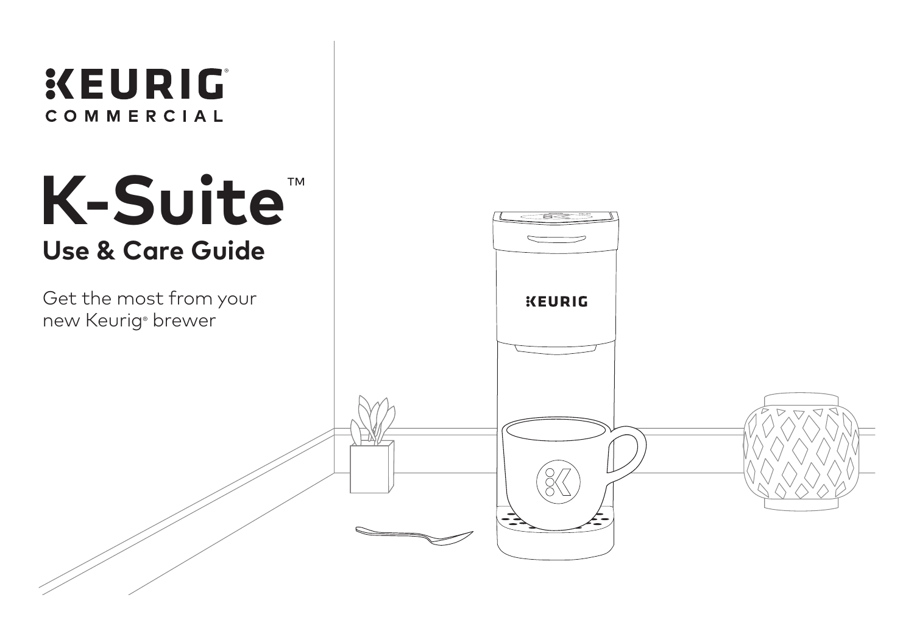KEURIG®

COMMERCIAL

# K-Suite™

## Use & Care Guide

Get the most from your new Keurig® brewer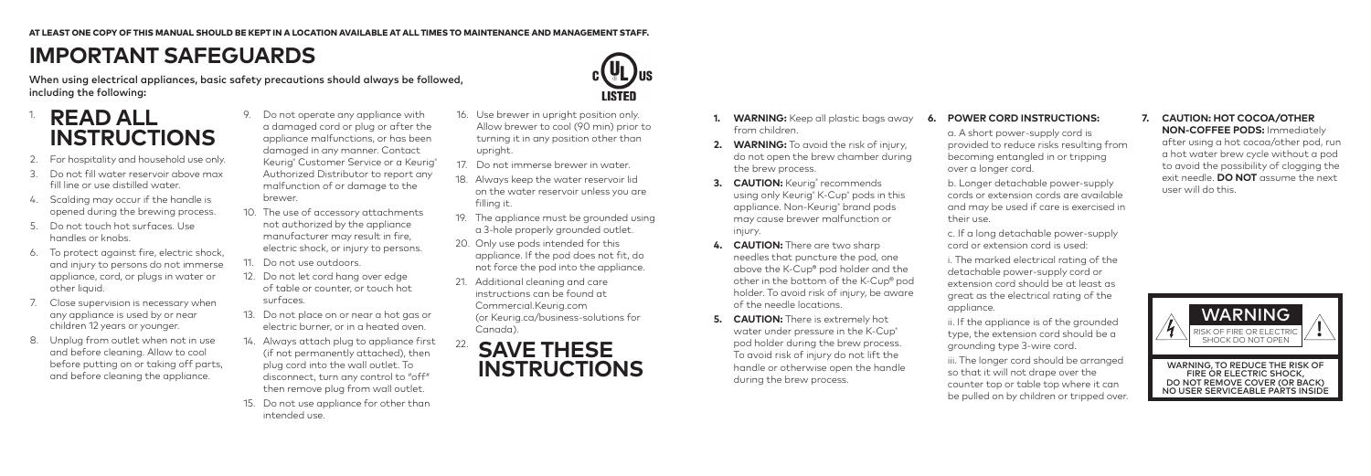AT LEAST ONE COPY OF THIS MANUAL SHOULD BE KEPT IN A LOCATION AVAILABLE AT ALL TIMES TO MAINTENANCE AND MANAGEMENT STAFF.

# IMPORTANT SAFEGUARDS

**When using electrical appliances, basic safety precautions should always be followed, including the following:**

1. **READ ALL INSTRUCTIONS**
2. For hospitality and household use only.
3. Do not fill water reservoir above max fill line or use distilled water.
4. Scalding may occur if the handle is opened during the brewing process.
5. Do not touch hot surfaces. Use handles or knobs.
6. To protect against fire, electric shock, and injury to persons do not immerse appliance, cord, or plugs in water or other liquid.
7. Close supervision is necessary when any appliance is used by or near children 12 years or younger.
8. Unplug from outlet when not in use and before cleaning. Allow to cool before putting on or taking off parts, and before cleaning the appliance.
9. Do not operate any appliance with a damaged cord or plug or after the appliance malfunctions, or has been damaged in any manner. Contact Keurig® Customer Service or a Keurig® Authorized Distributor to report any malfunction of or damage to the brewer.
10. The use of accessory attachments not authorized by the appliance manufacturer may result in fire, electric shock, or injury to persons.
11. Do not use outdoors.
12. Do not let cord hang over edge of table or counter, or touch hot surfaces.
13. Do not place on or near a hot gas or electric burner, or in a heated oven.
14. Always attach plug to appliance first (if not permanently attached), then plug cord into the wall outlet. To disconnect, turn any control to "off" then remove plug from wall outlet.
15. Do not use appliance for other than intended use.
16. Use brewer in upright position only. Allow brewer to cool (90 min) prior to turning it in any position other than upright.
17. Do not immerse brewer in water.
18. Always keep the water reservoir lid on the water reservoir unless you are filling it.
19. The appliance must be grounded using a 3-hole properly grounded outlet.
20. Only use pods intended for this appliance. If the pod does not fit, do not force the pod into the appliance.
21. Additional cleaning and care instructions can be found at Commercial.Keurig.com (or Keurig.ca/business-solutions for Canada).
22. **SAVE THESE INSTRUCTIONS**

c UL us LISTED

1. **WARNING:** Keep all plastic bags away from children.
2. **WARNING:** To avoid the risk of injury, do not open the brew chamber during the brew process.
3. **CAUTION:** Keurig® recommends using only Keurig® K-Cup® pods in this appliance. Non-Keurig® brand pods may cause brewer malfunction or injury.
4. **CAUTION:** There are two sharp needles that puncture the pod, one above the K-Cup® pod holder and the other in the bottom of the K-Cup® pod holder. To avoid risk of injury, be aware of the needle locations.
5. **CAUTION:** There is extremely hot water under pressure in the K-Cup® pod holder during the brew process. To avoid risk of injury do not lift the handle or otherwise open the handle during the brew process.
6. **POWER CORD INSTRUCTIONS:**

   a. A short power-supply cord is provided to reduce risks resulting from becoming entangled in or tripping over a longer cord.

   b. Longer detachable power-supply cords or extension cords are available and may be used if care is exercised in their use.

   c. If a long detachable power-supply cord or extension cord is used:

   i. The marked electrical rating of the detachable power-supply cord or extension cord should be at least as great as the electrical rating of the appliance.

   ii. If the appliance is of the grounded type, the extension cord should be a grounding type 3-wire cord.

   iii. The longer cord should be arranged so that it will not drape over the counter top or table top where it can be pulled on by children or tripped over.
7. **CAUTION: HOT COCOA/OTHER NON-COFFEE PODS:** Immediately after using a hot cocoa/other pod, run a hot water brew cycle without a pod to avoid the possibility of clogging the exit needle. **DO NOT** assume the next user will do this.

**WARNING**
RISK OF FIRE OR ELECTRIC SHOCK DO NOT OPEN

**WARNING, TO REDUCE THE RISK OF FIRE OR ELECTRIC SHOCK, DO NOT REMOVE COVER (OR BACK) NO USER SERVICEABLE PARTS INSIDE**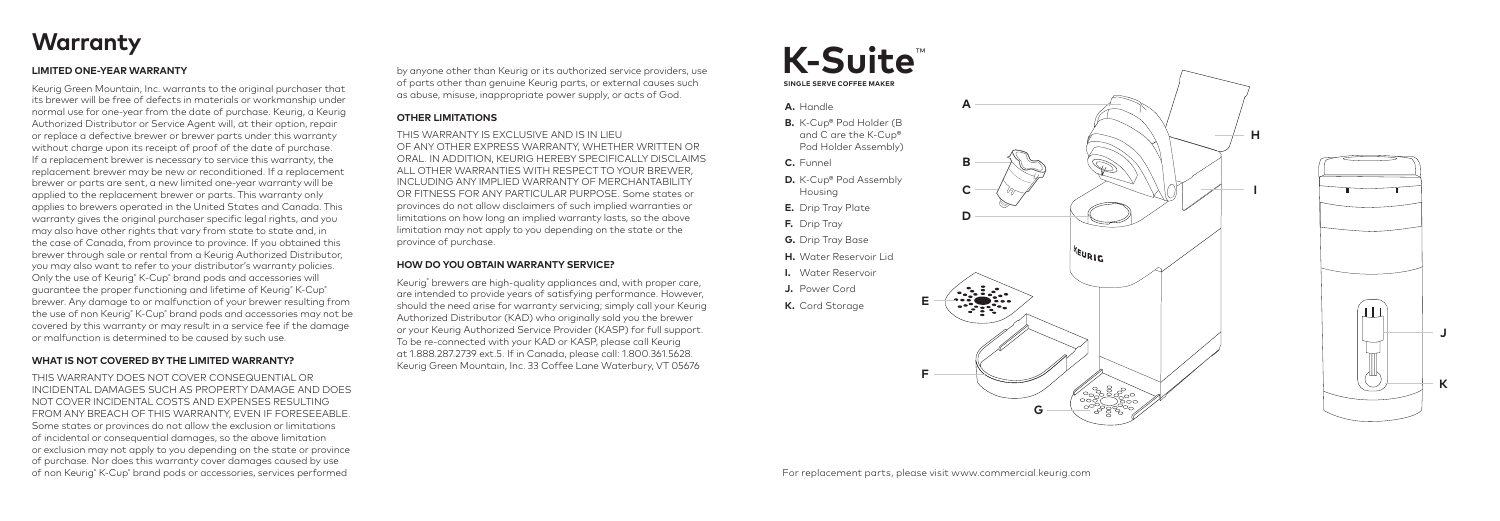# Warranty

### LIMITED ONE-YEAR WARRANTY

Keurig Green Mountain, Inc. warrants to the original purchaser that its brewer will be free of defects in materials or workmanship under normal use for one-year from the date of purchase. Keurig, a Keurig Authorized Distributor or Service Agent will, at their option, repair or replace a defective brewer or brewer parts under this warranty without charge upon its receipt of proof of the date of purchase. If a replacement brewer is necessary to service this warranty, the replacement brewer may be new or reconditioned. If a replacement brewer or parts are sent, a new limited one-year warranty will be applied to the replacement brewer or parts. This warranty only applies to brewers operated in the United States and Canada. This warranty gives the original purchaser specific legal rights, and you may also have other rights that vary from state to state and, in the case of Canada, from province to province. If you obtained this brewer through sale or rental from a Keurig Authorized Distributor, you may also want to refer to your distributor's warranty policies. Only the use of Keurig® K-Cup® brand pods and accessories will guarantee the proper functioning and lifetime of Keurig® K-Cup® brewer. Any damage to or malfunction of your brewer resulting from the use of non Keurig® K-Cup® brand pods and accessories may not be covered by this warranty or may result in a service fee if the damage or malfunction is determined to be caused by such use.

### WHAT IS NOT COVERED BY THE LIMITED WARRANTY?

THIS WARRANTY DOES NOT COVER CONSEQUENTIAL OR INCIDENTAL DAMAGES SUCH AS PROPERTY DAMAGE AND DOES NOT COVER INCIDENTAL COSTS AND EXPENSES RESULTING FROM ANY BREACH OF THIS WARRANTY, EVEN IF FORESEEABLE. Some states or provinces do not allow the exclusion or limitations of incidental or consequential damages, so the above limitation or exclusion may not apply to you depending on the state or province of purchase. Nor does this warranty cover damages caused by use of non Keurig® K-Cup® brand pods or accessories, services performed by anyone other than Keurig or its authorized service providers, use of parts other than genuine Keurig parts, or external causes such as abuse, misuse, inappropriate power supply, or acts of God.

### OTHER LIMITATIONS

THIS WARRANTY IS EXCLUSIVE AND IS IN LIEU OF ANY OTHER EXPRESS WARRANTY, WHETHER WRITTEN OR ORAL. IN ADDITION, KEURIG HEREBY SPECIFICALLY DISCLAIMS ALL OTHER WARRANTIES WITH RESPECT TO YOUR BREWER, INCLUDING ANY IMPLIED WARRANTY OF MERCHANTABILITY OR FITNESS FOR ANY PARTICULAR PURPOSE. Some states or provinces do not allow disclaimers of such implied warranties or limitations on how long an implied warranty lasts, so the above limitation may not apply to you depending on the state or the province of purchase.

### HOW DO YOU OBTAIN WARRANTY SERVICE?

Keurig® brewers are high-quality appliances and, with proper care, are intended to provide years of satisfying performance. However, should the need arise for warranty servicing, simply call your Keurig Authorized Distributor (KAD) who originally sold you the brewer or your Keurig Authorized Service Provider (KASP) for full support. To be re-connected with your KAD or KASP, please call Keurig at 1.888.287.2739 ext.5. If in Canada, please call: 1.800.361.5628. Keurig Green Mountain, Inc. 33 Coffee Lane Waterbury, VT 05676

# K-Suite™

**SINGLE SERVE COFFEE MAKER**

- **A.** Handle
- **B.** K-Cup® Pod Holder (B and C are the K-Cup® Pod Holder Assembly)
- **C.** Funnel
- **D.** K-Cup® Pod Assembly Housing
- **E.** Drip Tray Plate
- **F.** Drip Tray
- **G.** Drip Tray Base
- **H.** Water Reservoir Lid
- **I.** Water Reservoir
- **J.** Power Cord
- **K.** Cord Storage

For replacement parts, please visit www.commercial.keurig.com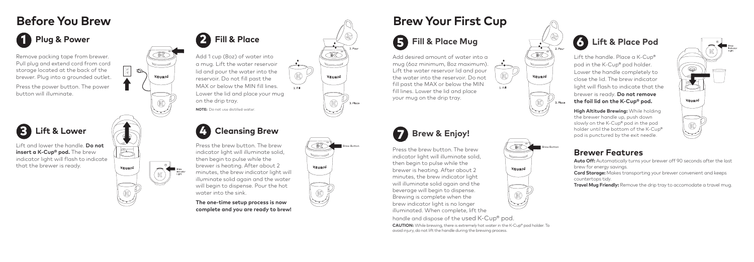# Before You Brew

## 1 Plug & Power

Remove packing tape from brewer. Pull plug and extend cord from cord storage located at the back of the brewer. Plug into a grounded outlet.

Press the power button. The power button will illuminate.

## 2 Fill & Place

Add 1 cup (8oz) of water into a mug. Lift the water reservoir lid and pour the water into the reservoir. Do not fill past the MAX or below the MIN fill lines. Lower the lid and place your mug on the drip tray.

**NOTE:** Do not use distilled water.

## 3 Lift & Lower

Lift and lower the handle. **Do not insert a K-Cup® pod.** The brew indicator light will flash to indicate that the brewer is ready.

## 4 Cleansing Brew

Press the brew button. The brew indicator light will illuminate solid, then begin to pulse while the brewer is heating. After about 2 minutes, the brew indicator light will illuminate solid again and the water will begin to dispense. Pour the hot water into the sink.

**The one-time setup process is now complete and you are ready to brew!**

# Brew Your First Cup

## 5 Fill & Place Mug

Add desired amount of water into a mug (6oz minimum, 8oz maximum). Lift the water reservoir lid and pour the water into the reservoir. Do not fill past the MAX or below the MIN fill lines. Lower the lid and place your mug on the drip tray.

## 6 Lift & Place Pod

Lift the handle. Place a K-Cup® pod in the K-Cup® pod holder. Lower the handle completely to close the lid. The brew indicator light will flash to indicate that the brewer is ready. **Do not remove the foil lid on the K-Cup® pod.**

**High Altitude Brewing:** While holding the brewer handle up, push down slowly on the K-Cup® pod in the pod holder until the bottom of the K-Cup® pod is punctured by the exit needle.

## 7 Brew & Enjoy!

Press the brew button. The brew indicator light will illuminate solid, then begin to pulse while the brewer is heating. After about 2 minutes, the brew indicator light will illuminate solid again and the beverage will begin to dispense. Brewing is complete when the brew indicator light is no longer illuminated. When complete, lift the handle and dispose of the used K-Cup® pod.

**CAUTION:** While brewing, there is extremely hot water in the K-Cup® pod holder. To avoid injury, do not lift the handle during the brewing process.

## Brewer Features

**Auto Off:** Automatically turns your brewer off 90 seconds after the last brew for energy savings.

**Cord Storage:** Makes transporting your brewer convenient and keeps countertops tidy.

**Travel Mug Friendly:** Remove the drip tray to accomodate a travel mug.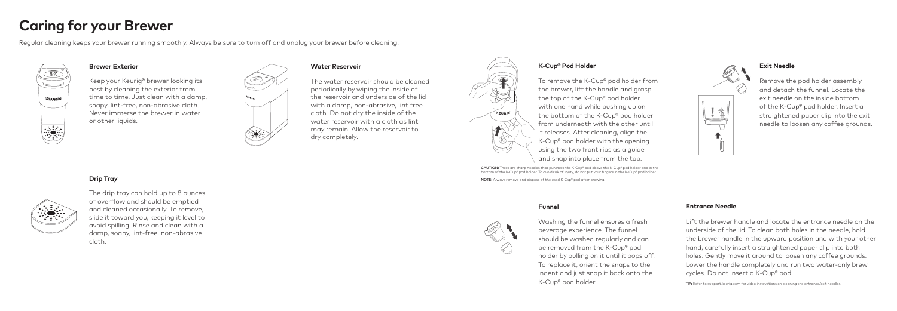# Caring for your Brewer

Regular cleaning keeps your brewer running smoothly. Always be sure to turn off and unplug your brewer before cleaning.

### Brewer Exterior

Keep your Keurig® brewer looking its best by cleaning the exterior from time to time. Just clean with a damp, soapy, lint-free, non-abrasive cloth. Never immerse the brewer in water or other liquids.

### Drip Tray

The drip tray can hold up to 8 ounces of overflow and should be emptied and cleaned occasionally. To remove, slide it toward you, keeping it level to avoid spilling. Rinse and clean with a damp, soapy, lint-free, non-abrasive cloth.

### Water Reservoir

The water reservoir should be cleaned periodically by wiping the inside of the reservoir and underside of the lid with a damp, non-abrasive, lint free cloth. Do not dry the inside of the water reservoir with a cloth as lint may remain. Allow the reservoir to dry completely.

### K-Cup® Pod Holder

To remove the K-Cup® pod holder from the brewer, lift the handle and grasp the top of the K-Cup® pod holder with one hand while pushing up on the bottom of the K-Cup® pod holder from underneath with the other until it releases. After cleaning, align the K-Cup® pod holder with the opening using the two front ribs as a guide and snap into place from the top.

**CAUTION:** There are sharp needles that puncture the K-Cup® pod above the K-Cup® pod holder and in the bottom of the K-Cup® pod holder. To avoid risk of injury, do not put your fingers in the K-Cup® pod holder.

**NOTE:** Always remove and dispose of the used K-Cup® pod after brewing.

### Funnel

Washing the funnel ensures a fresh beverage experience. The funnel should be washed regularly and can be removed from the K-Cup® pod holder by pulling on it until it pops off. To replace it, orient the snaps to the indent and just snap it back onto the K-Cup® pod holder.

### Exit Needle

Remove the pod holder assembly and detach the funnel. Locate the exit needle on the inside bottom of the K-Cup® pod holder. Insert a straightened paper clip into the exit needle to loosen any coffee grounds.

### Entrance Needle

Lift the brewer handle and locate the entrance needle on the underside of the lid. To clean both holes in the needle, hold the brewer handle in the upward position and with your other hand, carefully insert a straightened paper clip into both holes. Gently move it around to loosen any coffee grounds. Lower the handle completely and run two water-only brew cycles. Do not insert a K-Cup® pod.

**TIP:** Refer to support.keurig.com for video instructions on cleaning the entrance/exit needles.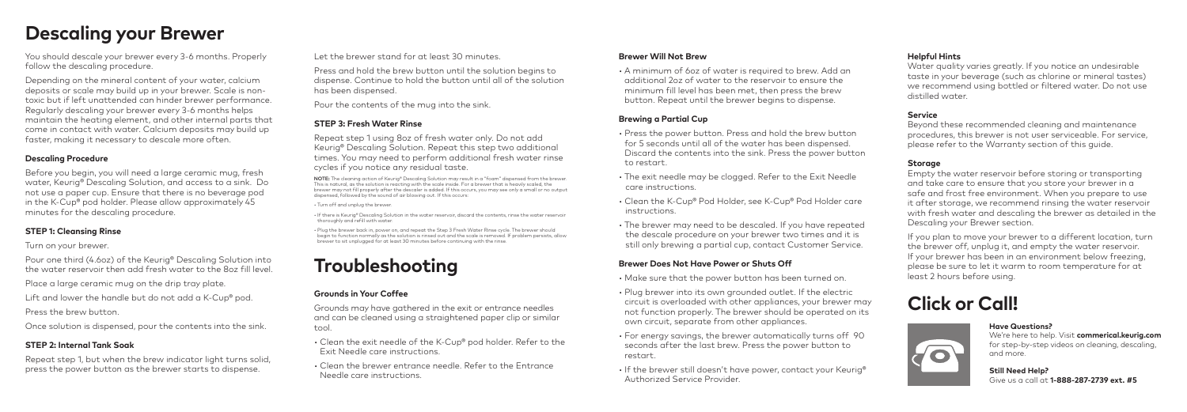# Descaling your Brewer

You should descale your brewer every 3-6 months. Properly follow the descaling procedure.

Depending on the mineral content of your water, calcium deposits or scale may build up in your brewer. Scale is non-toxic but if left unattended can hinder brewer performance. Regularly descaling your brewer every 3-6 months helps maintain the heating element, and other internal parts that come in contact with water. Calcium deposits may build up faster, making it necessary to descale more often.

### Descaling Procedure

Before you begin, you will need a large ceramic mug, fresh water, Keurig® Descaling Solution, and access to a sink. Do not use a paper cup. Ensure that there is no beverage pod in the K-Cup® pod holder. Please allow approximately 45 minutes for the descaling procedure.

### STEP 1: Cleansing Rinse

Turn on your brewer.

Pour one third (4.6oz) of the Keurig® Descaling Solution into the water reservoir then add fresh water to the 8oz fill level.

Place a large ceramic mug on the drip tray plate.

Lift and lower the handle but do not add a K-Cup® pod.

Press the brew button.

Once solution is dispensed, pour the contents into the sink.

### STEP 2: Internal Tank Soak

Repeat step 1, but when the brew indicator light turns solid, press the power button as the brewer starts to dispense.

Let the brewer stand for at least 30 minutes.

Press and hold the brew button until the solution begins to dispense. Continue to hold the button until all of the solution has been dispensed.

Pour the contents of the mug into the sink.

### STEP 3: Fresh Water Rinse

Repeat step 1 using 8oz of fresh water only. Do not add Keurig® Descaling Solution. Repeat this step two additional times. You may need to perform additional fresh water rinse cycles if you notice any residual taste.

**NOTE:** The cleaning action of Keurig® Descaling Solution may result in a "foam" dispensed from the brewer. This is natural, as the solution is reacting with the scale inside. For a brewer that is heavily scaled, the brewer may not fill properly after the descaler is added. If this occurs, you may see only a small or no output dispensed, followed by the sound of air blowing out. If this occurs:

- Turn off and unplug the brewer.
- If there is Keurig® Descaling Solution in the water reservoir, discard the contents, rinse the water reservoir thoroughly and refill with water.
- Plug the brewer back in, power on, and repeat the Step 3 Fresh Water Rinse cycle. The brewer should begin to function normally as the solution is rinsed out and the scale is removed. If problem persists, allow brewer to sit unplugged for at least 30 minutes before continuing with the rinse.

# Troubleshooting

### Grounds in Your Coffee

Grounds may have gathered in the exit or entrance needles and can be cleaned using a straightened paper clip or similar tool.

- Clean the exit needle of the K-Cup® pod holder. Refer to the Exit Needle care instructions.
- Clean the brewer entrance needle. Refer to the Entrance Needle care instructions.

### Brewer Will Not Brew

- A minimum of 6oz of water is required to brew. Add an additional 2oz of water to the reservoir to ensure the minimum fill level has been met, then press the brew button. Repeat until the brewer begins to dispense.

### Brewing a Partial Cup

- Press the power button. Press and hold the brew button for 5 seconds until all of the water has been dispensed. Discard the contents into the sink. Press the power button to restart.
- The exit needle may be clogged. Refer to the Exit Needle care instructions.
- Clean the K-Cup® Pod Holder, see K-Cup® Pod Holder care instructions.
- The brewer may need to be descaled. If you have repeated the descale procedure on your brewer two times and it is still only brewing a partial cup, contact Customer Service.

### Brewer Does Not Have Power or Shuts Off

- Make sure that the power button has been turned on.
- Plug brewer into its own grounded outlet. If the electric circuit is overloaded with other appliances, your brewer may not function properly. The brewer should be operated on its own circuit, separate from other appliances.
- For energy savings, the brewer automatically turns off 90 seconds after the last brew. Press the power button to restart.
- If the brewer still doesn't have power, contact your Keurig® Authorized Service Provider.

### Helpful Hints

Water quality varies greatly. If you notice an undesirable taste in your beverage (such as chlorine or mineral tastes) we recommend using bottled or filtered water. Do not use distilled water.

### Service

Beyond these recommended cleaning and maintenance procedures, this brewer is not user serviceable. For service, please refer to the Warranty section of this guide.

### Storage

Empty the water reservoir before storing or transporting and take care to ensure that you store your brewer in a safe and frost free environment. When you prepare to use it after storage, we recommend rinsing the water reservoir with fresh water and descaling the brewer as detailed in the Descaling your Brewer section.

If you plan to move your brewer to a different location, turn the brewer off, unplug it, and empty the water reservoir. If your brewer has been in an environment below freezing, please be sure to let it warm to room temperature for at least 2 hours before using.

# Click or Call!

**Have Questions?**
We're here to help. Visit **commerical.keurig.com** for step-by-step videos on cleaning, descaling, and more.

**Still Need Help?**
Give us a call at **1-888-287-2739 ext. #5**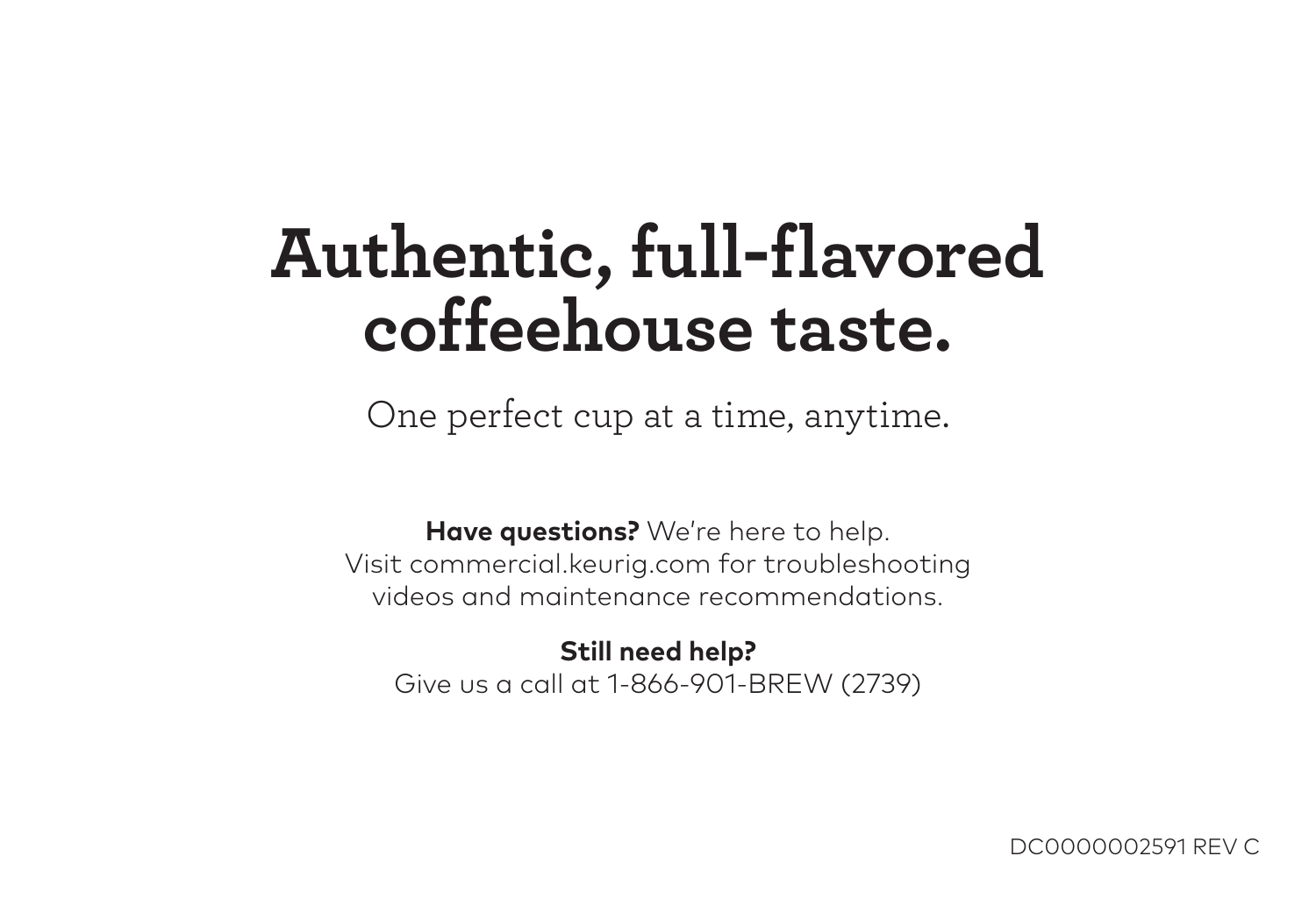# Authentic, full-flavored coffeehouse taste.

One perfect cup at a time, anytime.

**Have questions?** We're here to help.
Visit commercial.keurig.com for troubleshooting videos and maintenance recommendations.

**Still need help?**
Give us a call at 1-866-901-BREW (2739)

DC0000002591 REV C